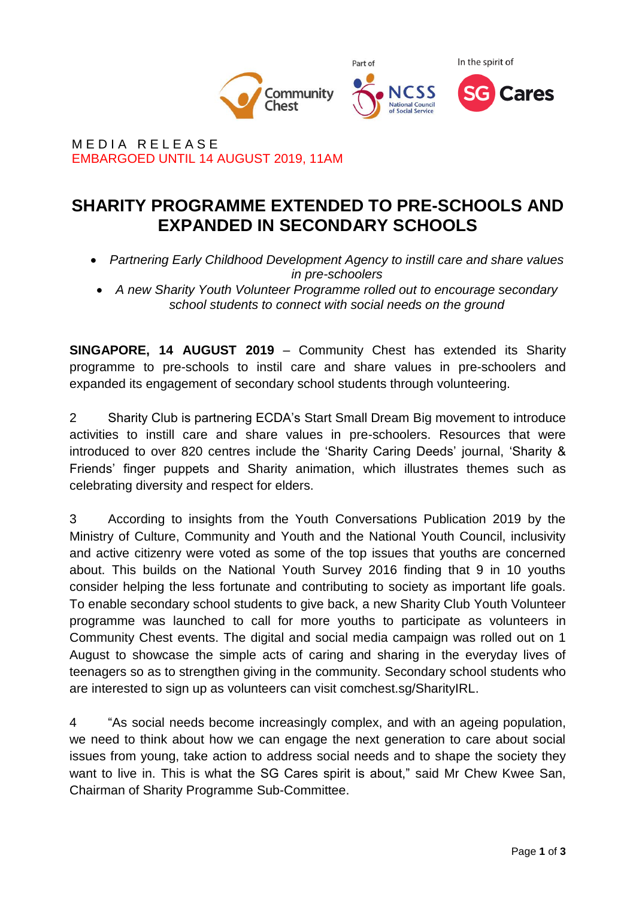MEDIA RELEASE
EMBARGOED UNTIL 14 AUGUST 2019, 11AM

# SHARITY PROGRAMME EXTENDED TO PRE-SCHOOLS AND EXPANDED IN SECONDARY SCHOOLS

- *Partnering Early Childhood Development Agency to instill care and share values in pre-schoolers*
- *A new Sharity Youth Volunteer Programme rolled out to encourage secondary school students to connect with social needs on the ground*

**SINGAPORE, 14 AUGUST 2019** – Community Chest has extended its Sharity programme to pre-schools to instil care and share values in pre-schoolers and expanded its engagement of secondary school students through volunteering.

2 Sharity Club is partnering ECDA's Start Small Dream Big movement to introduce activities to instill care and share values in pre-schoolers. Resources that were introduced to over 820 centres include the 'Sharity Caring Deeds' journal, 'Sharity & Friends' finger puppets and Sharity animation, which illustrates themes such as celebrating diversity and respect for elders.

3 According to insights from the Youth Conversations Publication 2019 by the Ministry of Culture, Community and Youth and the National Youth Council, inclusivity and active citizenry were voted as some of the top issues that youths are concerned about. This builds on the National Youth Survey 2016 finding that 9 in 10 youths consider helping the less fortunate and contributing to society as important life goals. To enable secondary school students to give back, a new Sharity Club Youth Volunteer programme was launched to call for more youths to participate as volunteers in Community Chest events. The digital and social media campaign was rolled out on 1 August to showcase the simple acts of caring and sharing in the everyday lives of teenagers so as to strengthen giving in the community. Secondary school students who are interested to sign up as volunteers can visit comchest.sg/SharityIRL.

4 "As social needs become increasingly complex, and with an ageing population, we need to think about how we can engage the next generation to care about social issues from young, take action to address social needs and to shape the society they want to live in. This is what the SG Cares spirit is about," said Mr Chew Kwee San, Chairman of Sharity Programme Sub-Committee.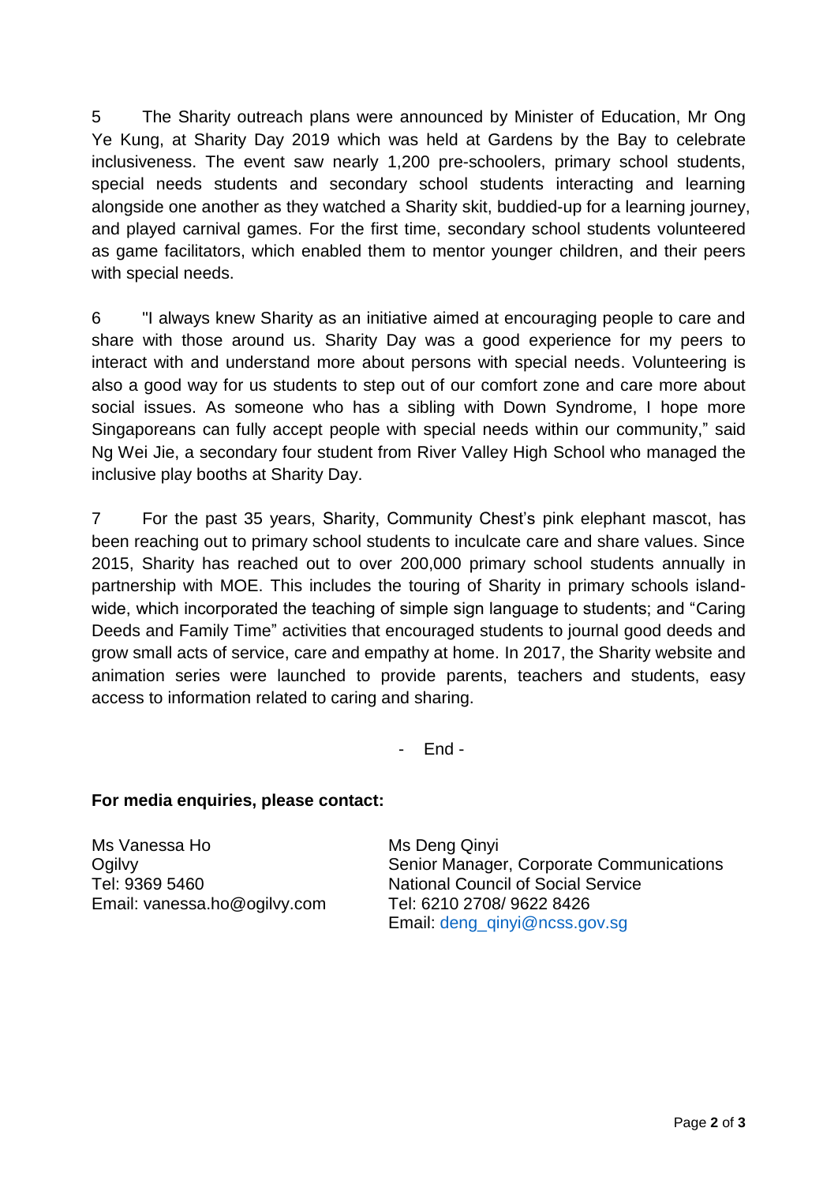5 The Sharity outreach plans were announced by Minister of Education, Mr Ong Ye Kung, at Sharity Day 2019 which was held at Gardens by the Bay to celebrate inclusiveness. The event saw nearly 1,200 pre-schoolers, primary school students, special needs students and secondary school students interacting and learning alongside one another as they watched a Sharity skit, buddied-up for a learning journey, and played carnival games. For the first time, secondary school students volunteered as game facilitators, which enabled them to mentor younger children, and their peers with special needs.

6 "I always knew Sharity as an initiative aimed at encouraging people to care and share with those around us. Sharity Day was a good experience for my peers to interact with and understand more about persons with special needs. Volunteering is also a good way for us students to step out of our comfort zone and care more about social issues. As someone who has a sibling with Down Syndrome, I hope more Singaporeans can fully accept people with special needs within our community," said Ng Wei Jie, a secondary four student from River Valley High School who managed the inclusive play booths at Sharity Day.

7 For the past 35 years, Sharity, Community Chest's pink elephant mascot, has been reaching out to primary school students to inculcate care and share values. Since 2015, Sharity has reached out to over 200,000 primary school students annually in partnership with MOE. This includes the touring of Sharity in primary schools island-wide, which incorporated the teaching of simple sign language to students; and "Caring Deeds and Family Time" activities that encouraged students to journal good deeds and grow small acts of service, care and empathy at home. In 2017, the Sharity website and animation series were launched to provide parents, teachers and students, easy access to information related to caring and sharing.

- End -

**For media enquiries, please contact:**

Ms Vanessa Ho
Ogilvy
Tel: 9369 5460
Email: vanessa.ho@ogilvy.com

Ms Deng Qinyi
Senior Manager, Corporate Communications
National Council of Social Service
Tel: 6210 2708/ 9622 8426
Email: deng_qinyi@ncss.gov.sg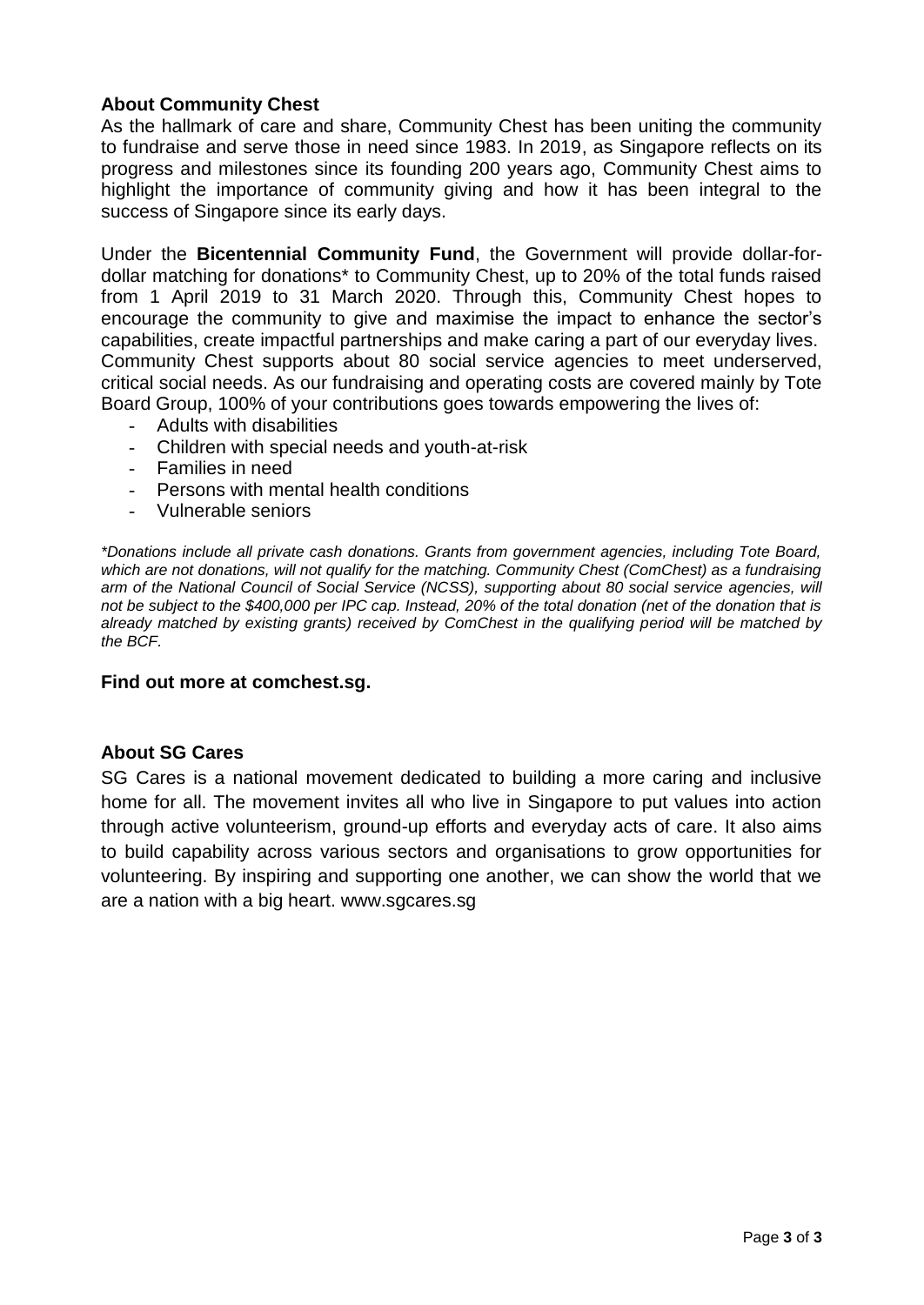## About Community Chest

As the hallmark of care and share, Community Chest has been uniting the community to fundraise and serve those in need since 1983. In 2019, as Singapore reflects on its progress and milestones since its founding 200 years ago, Community Chest aims to highlight the importance of community giving and how it has been integral to the success of Singapore since its early days.

Under the **Bicentennial Community Fund**, the Government will provide dollar-for-dollar matching for donations* to Community Chest, up to 20% of the total funds raised from 1 April 2019 to 31 March 2020. Through this, Community Chest hopes to encourage the community to give and maximise the impact to enhance the sector's capabilities, create impactful partnerships and make caring a part of our everyday lives. Community Chest supports about 80 social service agencies to meet underserved, critical social needs. As our fundraising and operating costs are covered mainly by Tote Board Group, 100% of your contributions goes towards empowering the lives of:

- Adults with disabilities
- Children with special needs and youth-at-risk
- Families in need
- Persons with mental health conditions
- Vulnerable seniors

*\*Donations include all private cash donations. Grants from government agencies, including Tote Board, which are not donations, will not qualify for the matching. Community Chest (ComChest) as a fundraising arm of the National Council of Social Service (NCSS), supporting about 80 social service agencies, will not be subject to the $400,000 per IPC cap. Instead, 20% of the total donation (net of the donation that is already matched by existing grants) received by ComChest in the qualifying period will be matched by the BCF.*

**Find out more at comchest.sg.**

## About SG Cares

SG Cares is a national movement dedicated to building a more caring and inclusive home for all. The movement invites all who live in Singapore to put values into action through active volunteerism, ground-up efforts and everyday acts of care. It also aims to build capability across various sectors and organisations to grow opportunities for volunteering. By inspiring and supporting one another, we can show the world that we are a nation with a big heart. www.sgcares.sg